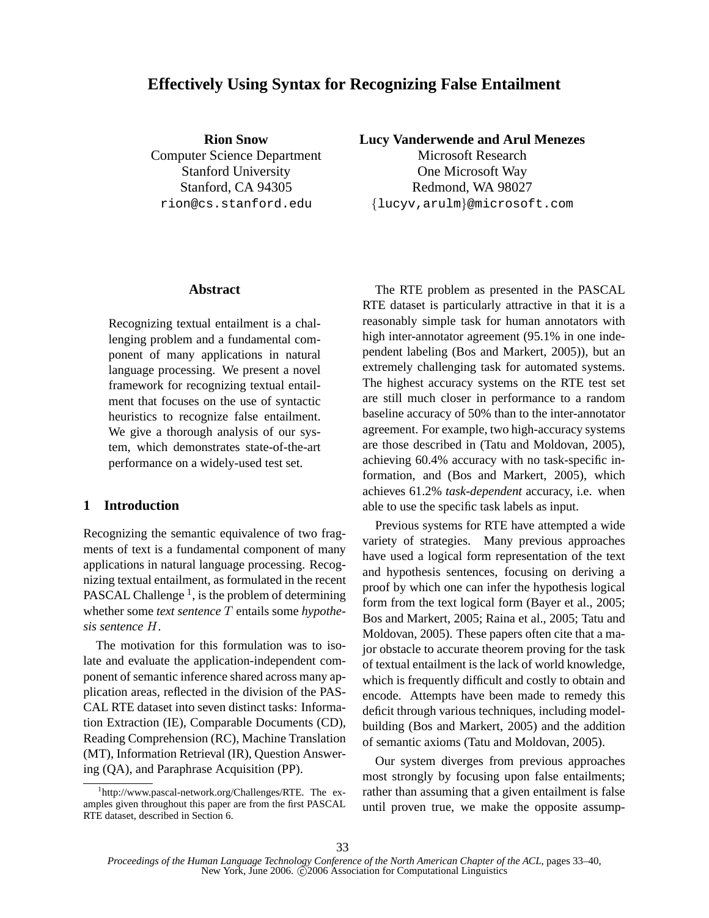# Effectively Using Syntax for Recognizing False Entailment

**Rion Snow**
Computer Science Department
Stanford University
Stanford, CA 94305
rion@cs.stanford.edu

**Lucy Vanderwende and Arul Menezes**
Microsoft Research
One Microsoft Way
Redmond, WA 98027
{lucyv,arulm}@microsoft.com

## Abstract

Recognizing textual entailment is a challenging problem and a fundamental component of many applications in natural language processing. We present a novel framework for recognizing textual entailment that focuses on the use of syntactic heuristics to recognize false entailment. We give a thorough analysis of our system, which demonstrates state-of-the-art performance on a widely-used test set.

## 1 Introduction

Recognizing the semantic equivalence of two fragments of text is a fundamental component of many applications in natural language processing. Recognizing textual entailment, as formulated in the recent PASCAL Challenge [1], is the problem of determining whether some *text sentence* $T$ entails some *hypothesis sentence* $H$.

The motivation for this formulation was to isolate and evaluate the application-independent component of semantic inference shared across many application areas, reflected in the division of the PASCAL RTE dataset into seven distinct tasks: Information Extraction (IE), Comparable Documents (CD), Reading Comprehension (RC), Machine Translation (MT), Information Retrieval (IR), Question Answering (QA), and Paraphrase Acquisition (PP).

[1] http://www.pascal-network.org/Challenges/RTE. The examples given throughout this paper are from the first PASCAL RTE dataset, described in Section 6.

The RTE problem as presented in the PASCAL RTE dataset is particularly attractive in that it is a reasonably simple task for human annotators with high inter-annotator agreement (95.1% in one independent labeling (Bos and Markert, 2005)), but an extremely challenging task for automated systems. The highest accuracy systems on the RTE test set are still much closer in performance to a random baseline accuracy of 50% than to the inter-annotator agreement. For example, two high-accuracy systems are those described in (Tatu and Moldovan, 2005), achieving 60.4% accuracy with no task-specific information, and (Bos and Markert, 2005), which achieves 61.2% *task-dependent* accuracy, i.e. when able to use the specific task labels as input.

Previous systems for RTE have attempted a wide variety of strategies. Many previous approaches have used a logical form representation of the text and hypothesis sentences, focusing on deriving a proof by which one can infer the hypothesis logical form from the text logical form (Bayer et al., 2005; Bos and Markert, 2005; Raina et al., 2005; Tatu and Moldovan, 2005). These papers often cite that a major obstacle to accurate theorem proving for the task of textual entailment is the lack of world knowledge, which is frequently difficult and costly to obtain and encode. Attempts have been made to remedy this deficit through various techniques, including model-building (Bos and Markert, 2005) and the addition of semantic axioms (Tatu and Moldovan, 2005).

Our system diverges from previous approaches most strongly by focusing upon false entailments; rather than assuming that a given entailment is false until proven true, we make the opposite assump-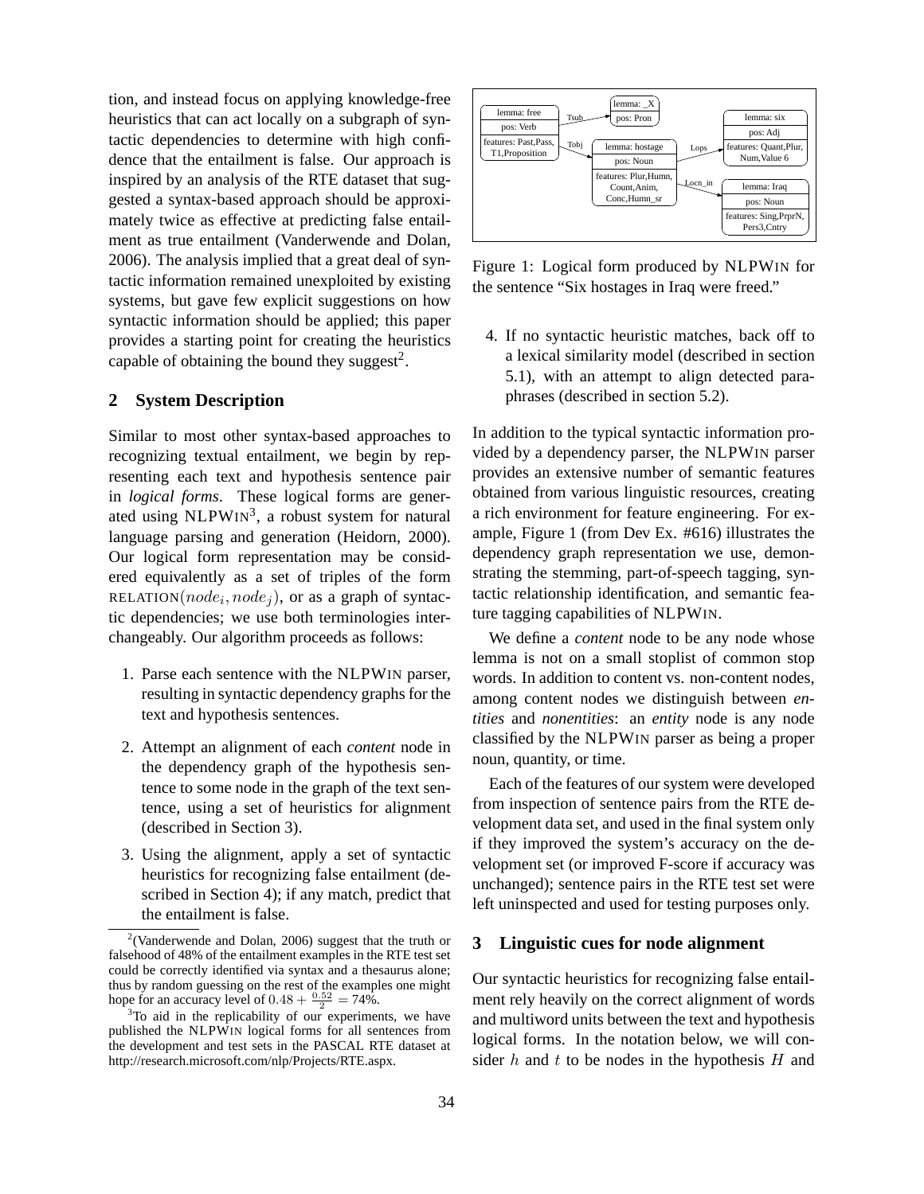tion, and instead focus on applying knowledge-free heuristics that can act locally on a subgraph of syntactic dependencies to determine with high confidence that the entailment is false. Our approach is inspired by an analysis of the RTE dataset that suggested a syntax-based approach should be approximately twice as effective at predicting false entailment as true entailment (Vanderwende and Dolan, 2006). The analysis implied that a great deal of syntactic information remained unexploited by existing systems, but gave few explicit suggestions on how syntactic information should be applied; this paper provides a starting point for creating the heuristics capable of obtaining the bound they suggest[2].

## 2 System Description

Similar to most other syntax-based approaches to recognizing textual entailment, we begin by representing each text and hypothesis sentence pair in *logical forms*. These logical forms are generated using NLPWIN[3], a robust system for natural language parsing and generation (Heidorn, 2000). Our logical form representation may be considered equivalently as a set of triples of the form RELATION($node_i, node_j$), or as a graph of syntactic dependencies; we use both terminologies interchangeably. Our algorithm proceeds as follows:

1. Parse each sentence with the NLPWIN parser, resulting in syntactic dependency graphs for the text and hypothesis sentences.
2. Attempt an alignment of each *content* node in the dependency graph of the hypothesis sentence to some node in the graph of the text sentence, using a set of heuristics for alignment (described in Section 3).
3. Using the alignment, apply a set of syntactic heuristics for recognizing false entailment (described in Section 4); if any match, predict that the entailment is false.
4. If no syntactic heuristic matches, back off to a lexical similarity model (described in section 5.1), with an attempt to align detected paraphrases (described in section 5.2).

Figure 1: Logical form produced by NLPWIN for the sentence "Six hostages in Iraq were freed."

In addition to the typical syntactic information provided by a dependency parser, the NLPWIN parser provides an extensive number of semantic features obtained from various linguistic resources, creating a rich environment for feature engineering. For example, Figure 1 (from Dev Ex. #616) illustrates the dependency graph representation we use, demonstrating the stemming, part-of-speech tagging, syntactic relationship identification, and semantic feature tagging capabilities of NLPWIN.

We define a *content* node to be any node whose lemma is not on a small stoplist of common stop words. In addition to content vs. non-content nodes, among content nodes we distinguish between *entities* and *nonentities*: an *entity* node is any node classified by the NLPWIN parser as being a proper noun, quantity, or time.

Each of the features of our system were developed from inspection of sentence pairs from the RTE development data set, and used in the final system only if they improved the system's accuracy on the development set (or improved F-score if accuracy was unchanged); sentence pairs in the RTE test set were left uninspected and used for testing purposes only.

## 3 Linguistic cues for node alignment

Our syntactic heuristics for recognizing false entailment rely heavily on the correct alignment of words and multiword units between the text and hypothesis logical forms. In the notation below, we will consider $h$ and $t$ to be nodes in the hypothesis $H$ and

[2](Vanderwende and Dolan, 2006) suggest that the truth or falsehood of 48% of the entailment examples in the RTE test set could be correctly identified via syntax and a thesaurus alone; thus by random guessing on the rest of the examples one might hope for an accuracy level of $0.48 + \frac{0.52}{2} = 74\%$.

[3]To aid in the replicability of our experiments, we have published the NLPWIN logical forms for all sentences from the development and test sets in the PASCAL RTE dataset at http://research.microsoft.com/nlp/Projects/RTE.aspx.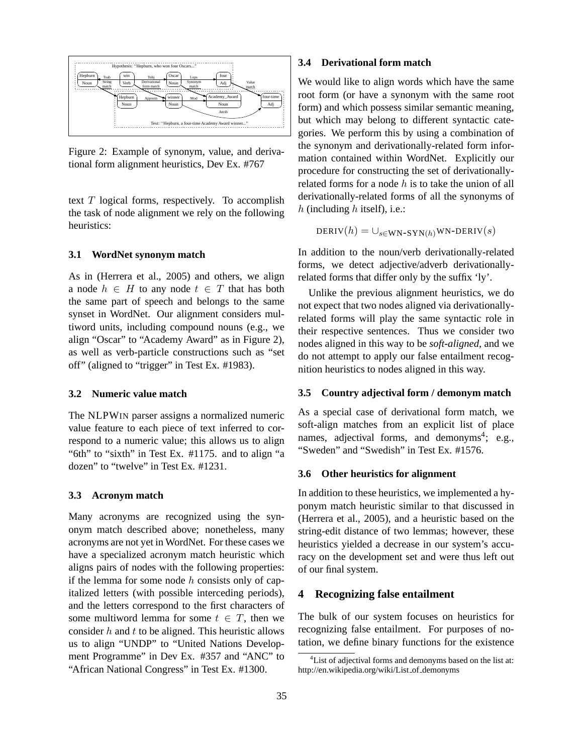Figure 2: Example of synonym, value, and derivational form alignment heuristics, Dev Ex. #767

text $T$ logical forms, respectively. To accomplish the task of node alignment we rely on the following heuristics:

### 3.1 WordNet synonym match

As in (Herrera et al., 2005) and others, we align a node $h \in H$ to any node $t \in T$ that has both the same part of speech and belongs to the same synset in WordNet. Our alignment considers multiword units, including compound nouns (e.g., we align "Oscar" to "Academy Award" as in Figure 2), as well as verb-particle constructions such as "set off" (aligned to "trigger" in Test Ex. #1983).

### 3.2 Numeric value match

The NLPWIN parser assigns a normalized numeric value feature to each piece of text inferred to correspond to a numeric value; this allows us to align "6th" to "sixth" in Test Ex. #1175. and to align "a dozen" to "twelve" in Test Ex. #1231.

### 3.3 Acronym match

Many acronyms are recognized using the synonym match described above; nonetheless, many acronyms are not yet in WordNet. For these cases we have a specialized acronym match heuristic which aligns pairs of nodes with the following properties: if the lemma for some node $h$ consists only of capitalized letters (with possible interceding periods), and the letters correspond to the first characters of some multiword lemma for some $t \in T$, then we consider $h$ and $t$ to be aligned. This heuristic allows us to align "UNDP" to "United Nations Development Programme" in Dev Ex. #357 and "ANC" to "African National Congress" in Test Ex. #1300.

### 3.4 Derivational form match

We would like to align words which have the same root form (or have a synonym with the same root form) and which possess similar semantic meaning, but which may belong to different syntactic categories. We perform this by using a combination of the synonym and derivationally-related form information contained within WordNet. Explicitly our procedure for constructing the set of derivationally-related forms for a node $h$ is to take the union of all derivationally-related forms of all the synonyms of $h$ (including $h$ itself), i.e.:

$$\text{DERIV}(h) = \cup_{s \in \text{WN-SYN}(h)} \text{WN-DERIV}(s)$$

In addition to the noun/verb derivationally-related forms, we detect adjective/adverb derivationally-related forms that differ only by the suffix 'ly'.

Unlike the previous alignment heuristics, we do not expect that two nodes aligned via derivationally-related forms will play the same syntactic role in their respective sentences. Thus we consider two nodes aligned in this way to be ***soft-aligned***, and we do not attempt to apply our false entailment recognition heuristics to nodes aligned in this way.

### 3.5 Country adjectival form / demonym match

As a special case of derivational form match, we soft-align matches from an explicit list of place names, adjectival forms, and demonyms[4]; e.g., "Sweden" and "Swedish" in Test Ex. #1576.

### 3.6 Other heuristics for alignment

In addition to these heuristics, we implemented a hyponym match heuristic similar to that discussed in (Herrera et al., 2005), and a heuristic based on the string-edit distance of two lemmas; however, these heuristics yielded a decrease in our system's accuracy on the development set and were thus left out of our final system.

## 4 Recognizing false entailment

The bulk of our system focuses on heuristics for recognizing false entailment. For purposes of notation, we define binary functions for the existence

[4] List of adjectival forms and demonyms based on the list at: http://en.wikipedia.org/wiki/List_of_demonyms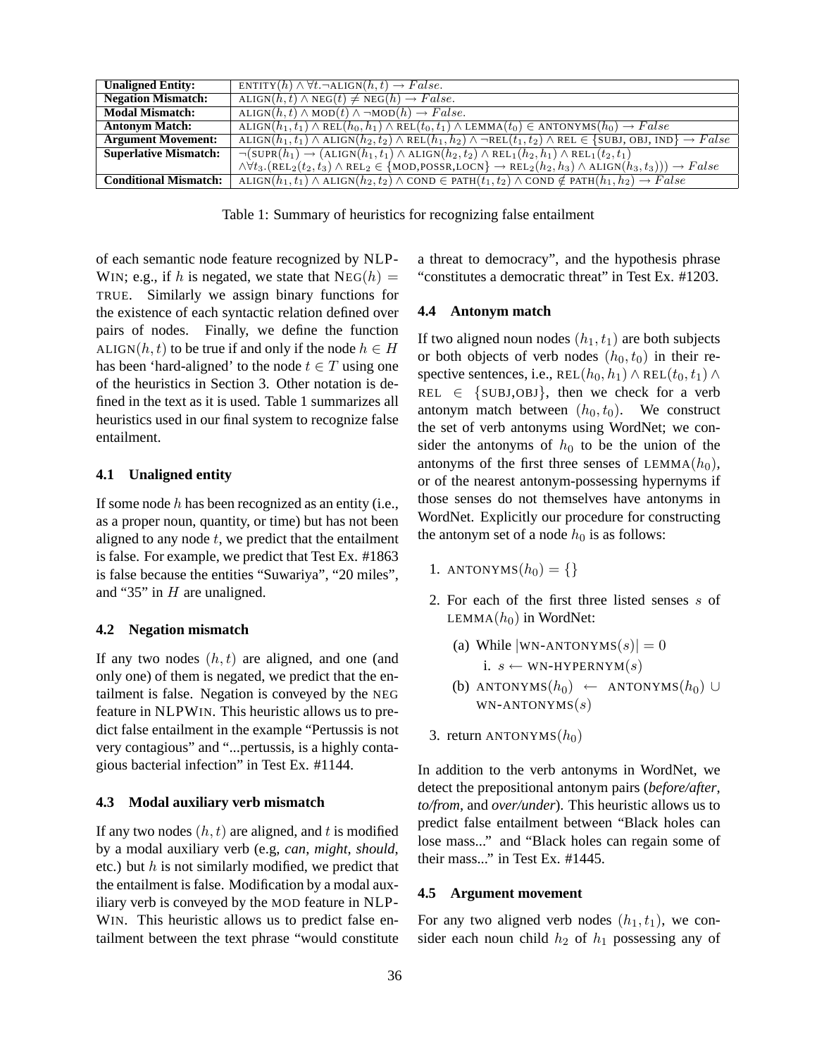| **Unaligned Entity:** | $\text{ENTITY}(h) \land \forall t.\neg\text{ALIGN}(h,t) \rightarrow False.$ |
|---|---|
| **Negation Mismatch:** | $\text{ALIGN}(h,t) \land \text{NEG}(t) \neq \text{NEG}(h) \rightarrow False.$ |
| **Modal Mismatch:** | $\text{ALIGN}(h,t) \land \text{MOD}(t) \land \neg\text{MOD}(h) \rightarrow False.$ |
| **Antonym Match:** | $\text{ALIGN}(h_1,t_1) \land \text{REL}(h_0,h_1) \land \text{REL}(t_0,t_1) \land \text{LEMMA}(t_0) \in \text{ANTONYMS}(h_0) \rightarrow False$ |
| **Argument Movement:** | $\text{ALIGN}(h_1,t_1) \land \text{ALIGN}(h_2,t_2) \land \text{REL}(h_1,h_2) \land \neg\text{REL}(t_1,t_2) \land \text{REL} \in \{\text{SUBJ, OBJ, IND}\} \rightarrow False$ |
| **Superlative Mismatch:** | $\neg(\text{SUPR}(h_1) \rightarrow (\text{ALIGN}(h_1,t_1) \land \text{ALIGN}(h_2,t_2) \land \text{REL}_1(h_2,h_1) \land \text{REL}_1(t_2,t_1)$ $\land \forall t_3.(\text{REL}_2(t_2,t_3) \land \text{REL}_2 \in \{\text{MOD,POSSR,LOCN}\} \rightarrow \text{REL}_2(h_2,h_3) \land \text{ALIGN}(h_3,t_3))) \rightarrow False$ |
| **Conditional Mismatch:** | $\text{ALIGN}(h_1,t_1) \land \text{ALIGN}(h_2,t_2) \land \text{COND} \in \text{PATH}(t_1,t_2) \land \text{COND} \notin \text{PATH}(h_1,h_2) \rightarrow False$ |

Table 1: Summary of heuristics for recognizing false entailment

of each semantic node feature recognized by NLPWIN; e.g., if $h$ is negated, we state that $\text{NEG}(h) = \text{TRUE}$. Similarly we assign binary functions for the existence of each syntactic relation defined over pairs of nodes. Finally, we define the function $\text{ALIGN}(h,t)$ to be true if and only if the node $h \in H$ has been 'hard-aligned' to the node $t \in T$ using one of the heuristics in Section 3. Other notation is defined in the text as it is used. Table 1 summarizes all heuristics used in our final system to recognize false entailment.

### 4.1 Unaligned entity

If some node $h$ has been recognized as an entity (i.e., as a proper noun, quantity, or time) but has not been aligned to any node $t$, we predict that the entailment is false. For example, we predict that Test Ex. #1863 is false because the entities "Suwariya", "20 miles", and "35" in $H$ are unaligned.

### 4.2 Negation mismatch

If any two nodes $(h,t)$ are aligned, and one (and only one) of them is negated, we predict that the entailment is false. Negation is conveyed by the NEG feature in NLPWIN. This heuristic allows us to predict false entailment in the example "Pertussis is not very contagious" and "...pertussis, is a highly contagious bacterial infection" in Test Ex. #1144.

### 4.3 Modal auxiliary verb mismatch

If any two nodes $(h,t)$ are aligned, and $t$ is modified by a modal auxiliary verb (e.g, *can*, *might*, *should*, etc.) but $h$ is not similarly modified, we predict that the entailment is false. Modification by a modal auxiliary verb is conveyed by the MOD feature in NLPWIN. This heuristic allows us to predict false entailment between the text phrase "would constitute a threat to democracy", and the hypothesis phrase "constitutes a democratic threat" in Test Ex. #1203.

### 4.4 Antonym match

If two aligned noun nodes $(h_1,t_1)$ are both subjects or both objects of verb nodes $(h_0,t_0)$ in their respective sentences, i.e., $\text{REL}(h_0,h_1) \land \text{REL}(t_0,t_1) \land \text{REL} \in \{\text{SUBJ,OBJ}\}$, then we check for a verb antonym match between $(h_0,t_0)$. We construct the set of verb antonyms using WordNet; we consider the antonyms of $h_0$ to be the union of the antonyms of the first three senses of $\text{LEMMA}(h_0)$, or of the nearest antonym-possessing hypernyms if those senses do not themselves have antonyms in WordNet. Explicitly our procedure for constructing the antonym set of a node $h_0$ is as follows:

1. $\text{ANTONYMS}(h_0) = \{\}$
2. For each of the first three listed senses $s$ of $\text{LEMMA}(h_0)$ in WordNet:
   (a) While $|\text{WN-ANTONYMS}(s)| = 0$
      i. $s \leftarrow \text{WN-HYPERNYM}(s)$
   (b) $\text{ANTONYMS}(h_0) \leftarrow \text{ANTONYMS}(h_0) \cup \text{WN-ANTONYMS}(s)$
3. return $\text{ANTONYMS}(h_0)$

In addition to the verb antonyms in WordNet, we detect the prepositional antonym pairs (*before/after*, *to/from*, and *over/under*). This heuristic allows us to predict false entailment between "Black holes can lose mass..." and "Black holes can regain some of their mass..." in Test Ex. #1445.

### 4.5 Argument movement

For any two aligned verb nodes $(h_1,t_1)$, we consider each noun child $h_2$ of $h_1$ possessing any of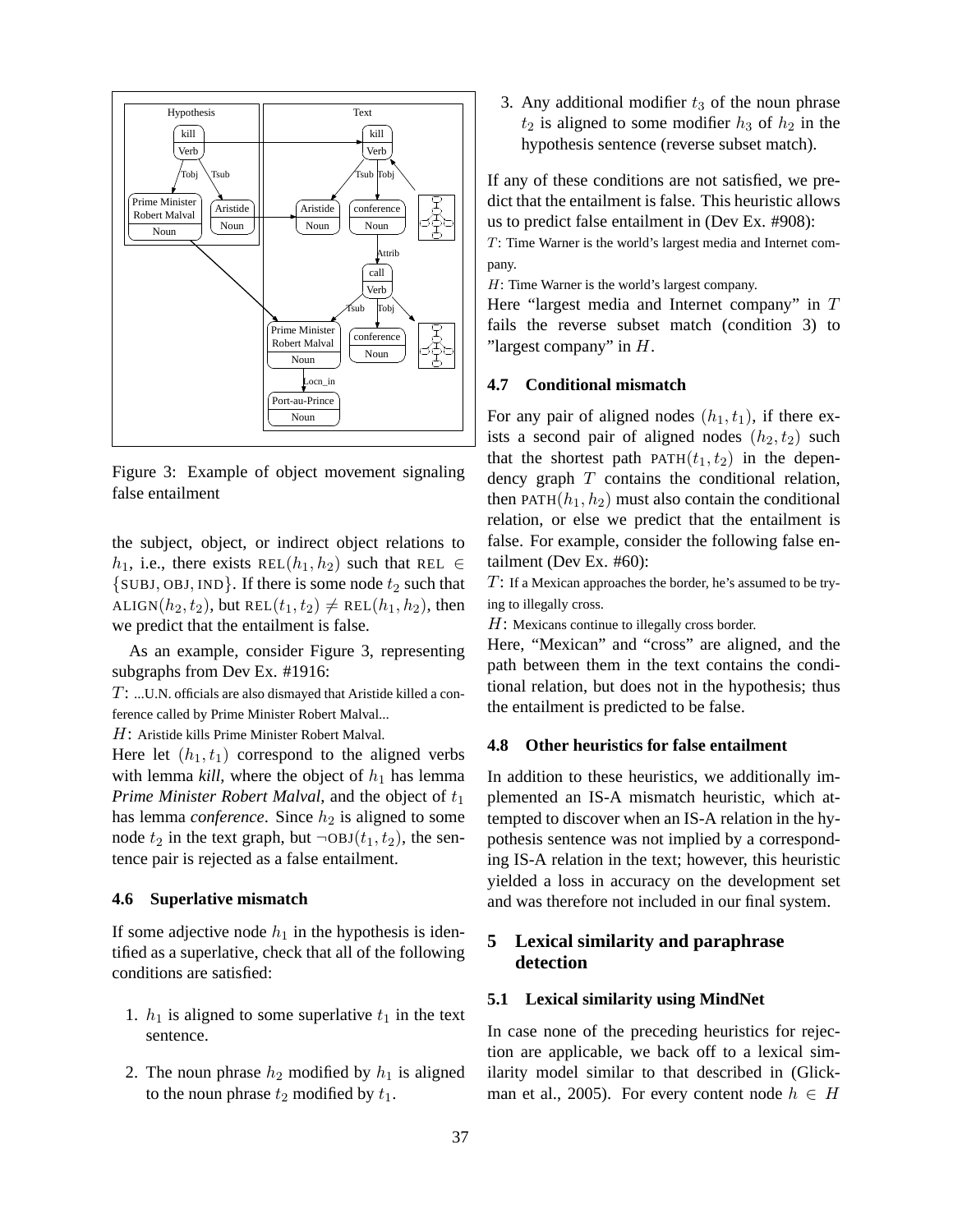Figure 3: Example of object movement signaling false entailment

the subject, object, or indirect object relations to $h_1$, i.e., there exists $\text{REL}(h_1, h_2)$ such that $\text{REL} \in \{\text{SUBJ}, \text{OBJ}, \text{IND}\}$. If there is some node $t_2$ such that $\text{ALIGN}(h_2, t_2)$, but $\text{REL}(t_1, t_2) \neq \text{REL}(h_1, h_2)$, then we predict that the entailment is false.

As an example, consider Figure 3, representing subgraphs from Dev Ex. #1916:

$T$: ...U.N. officials are also dismayed that Aristide killed a conference called by Prime Minister Robert Malval...

$H$: Aristide kills Prime Minister Robert Malval.

Here let $(h_1, t_1)$ correspond to the aligned verbs with lemma *kill*, where the object of $h_1$ has lemma *Prime Minister Robert Malval*, and the object of $t_1$ has lemma *conference*. Since $h_2$ is aligned to some node $t_2$ in the text graph, but $\neg\text{OBJ}(t_1, t_2)$, the sentence pair is rejected as a false entailment.

### 4.6 Superlative mismatch

If some adjective node $h_1$ in the hypothesis is identified as a superlative, check that all of the following conditions are satisfied:

1. $h_1$ is aligned to some superlative $t_1$ in the text sentence.
2. The noun phrase $h_2$ modified by $h_1$ is aligned to the noun phrase $t_2$ modified by $t_1$.
3. Any additional modifier $t_3$ of the noun phrase $t_2$ is aligned to some modifier $h_3$ of $h_2$ in the hypothesis sentence (reverse subset match).

If any of these conditions are not satisfied, we predict that the entailment is false. This heuristic allows us to predict false entailment in (Dev Ex. #908):

$T$: Time Warner is the world's largest media and Internet company.

$H$: Time Warner is the world's largest company.

Here "largest media and Internet company" in $T$ fails the reverse subset match (condition 3) to "largest company" in $H$.

### 4.7 Conditional mismatch

For any pair of aligned nodes $(h_1, t_1)$, if there exists a second pair of aligned nodes $(h_2, t_2)$ such that the shortest path $\text{PATH}(t_1, t_2)$ in the dependency graph $T$ contains the conditional relation, then $\text{PATH}(h_1, h_2)$ must also contain the conditional relation, or else we predict that the entailment is false. For example, consider the following false entailment (Dev Ex. #60):

$T$: If a Mexican approaches the border, he's assumed to be trying to illegally cross.

$H$: Mexicans continue to illegally cross border.

Here, "Mexican" and "cross" are aligned, and the path between them in the text contains the conditional relation, but does not in the hypothesis; thus the entailment is predicted to be false.

### 4.8 Other heuristics for false entailment

In addition to these heuristics, we additionally implemented an IS-A mismatch heuristic, which attempted to discover when an IS-A relation in the hypothesis sentence was not implied by a corresponding IS-A relation in the text; however, this heuristic yielded a loss in accuracy on the development set and was therefore not included in our final system.

## 5 Lexical similarity and paraphrase detection

### 5.1 Lexical similarity using MindNet

In case none of the preceding heuristics for rejection are applicable, we back off to a lexical similarity model similar to that described in (Glickman et al., 2005). For every content node $h \in H$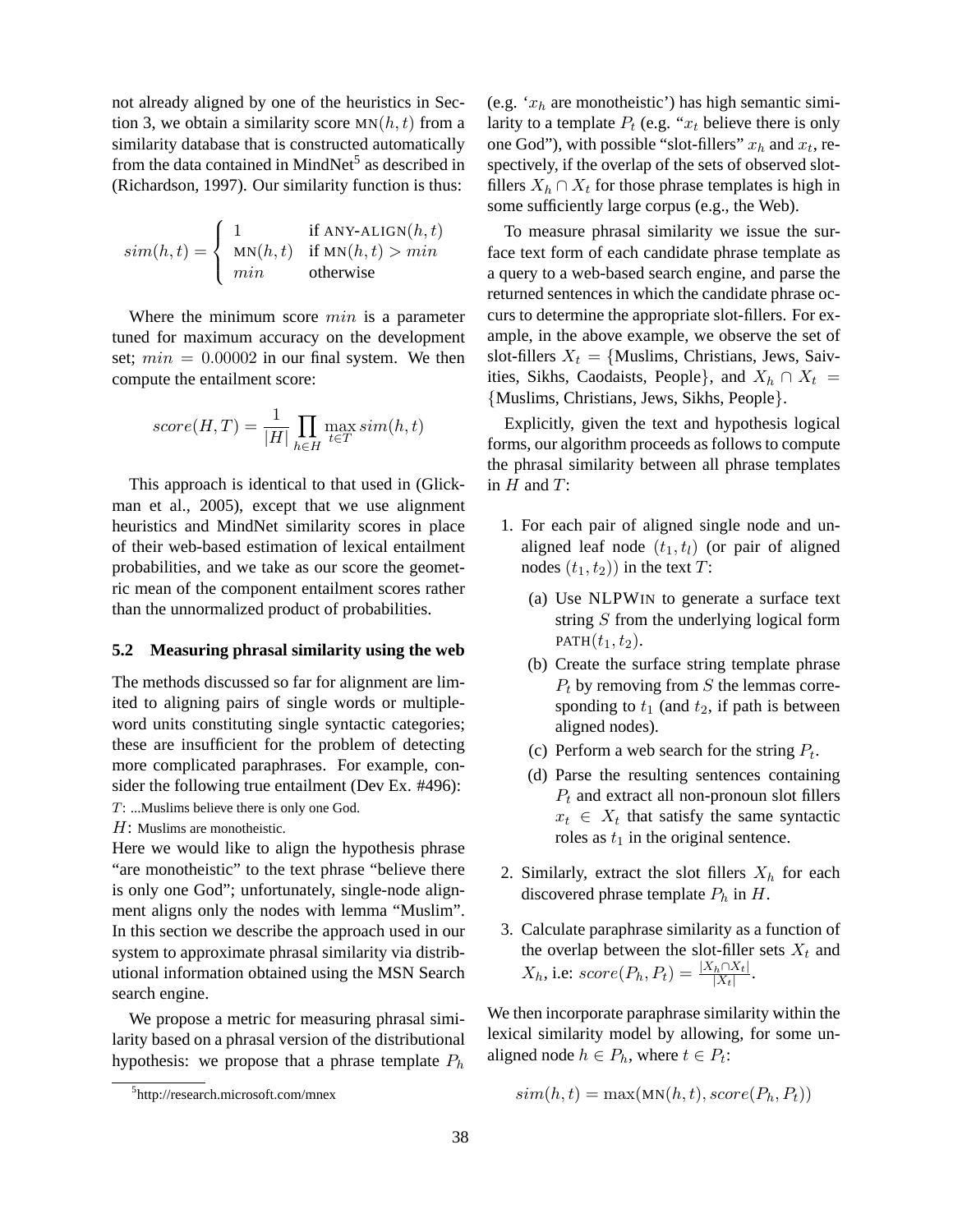not already aligned by one of the heuristics in Section 3, we obtain a similarity score $\text{MN}(h,t)$ from a similarity database that is constructed automatically from the data contained in MindNet[5] as described in (Richardson, 1997). Our similarity function is thus:

$$sim(h,t) = \begin{cases} 1 & \text{if ANY-ALIGN}(h,t) \\ \text{MN}(h,t) & \text{if MN}(h,t) > min \\ min & \text{otherwise} \end{cases}$$

Where the minimum score $min$ is a parameter tuned for maximum accuracy on the development set; $min = 0.00002$ in our final system. We then compute the entailment score:

$$score(H,T) = \frac{1}{|H|} \prod_{h \in H} \max_{t \in T} sim(h,t)$$

This approach is identical to that used in (Glickman et al., 2005), except that we use alignment heuristics and MindNet similarity scores in place of their web-based estimation of lexical entailment probabilities, and we take as our score the geometric mean of the component entailment scores rather than the unnormalized product of probabilities.

### 5.2 Measuring phrasal similarity using the web

The methods discussed so far for alignment are limited to aligning pairs of single words or multiple-word units constituting single syntactic categories; these are insufficient for the problem of detecting more complicated paraphrases. For example, consider the following true entailment (Dev Ex. #496):

$T$: ...Muslims believe there is only one God.

$H$: Muslims are monotheistic.

Here we would like to align the hypothesis phrase "are monotheistic" to the text phrase "believe there is only one God"; unfortunately, single-node alignment aligns only the nodes with lemma "Muslim". In this section we describe the approach used in our system to approximate phrasal similarity via distributional information obtained using the MSN Search search engine.

We propose a metric for measuring phrasal similarity based on a phrasal version of the distributional hypothesis: we propose that a phrase template $P_h$ (e.g. '$x_h$ are monotheistic') has high semantic similarity to a template $P_t$ (e.g. "$x_t$ believe there is only one God"), with possible "slot-fillers" $x_h$ and $x_t$, respectively, if the overlap of the sets of observed slot-fillers $X_h \cap X_t$ for those phrase templates is high in some sufficiently large corpus (e.g., the Web).

To measure phrasal similarity we issue the surface text form of each candidate phrase template as a query to a web-based search engine, and parse the returned sentences in which the candidate phrase occurs to determine the appropriate slot-fillers. For example, in the above example, we observe the set of slot-fillers $X_t =$ {Muslims, Christians, Jews, Saivities, Sikhs, Caodaists, People}, and $X_h \cap X_t =$ {Muslims, Christians, Jews, Sikhs, People}.

Explicitly, given the text and hypothesis logical forms, our algorithm proceeds as follows to compute the phrasal similarity between all phrase templates in $H$ and $T$:

1. For each pair of aligned single node and unaligned leaf node $(t_1, t_l)$ (or pair of aligned nodes $(t_1, t_2)$) in the text $T$:
   (a) Use NLPWIN to generate a surface text string $S$ from the underlying logical form $\text{PATH}(t_1, t_2)$.
   (b) Create the surface string template phrase $P_t$ by removing from $S$ the lemmas corresponding to $t_1$ (and $t_2$, if path is between aligned nodes).
   (c) Perform a web search for the string $P_t$.
   (d) Parse the resulting sentences containing $P_t$ and extract all non-pronoun slot fillers $x_t \in X_t$ that satisfy the same syntactic roles as $t_1$ in the original sentence.
2. Similarly, extract the slot fillers $X_h$ for each discovered phrase template $P_h$ in $H$.
3. Calculate paraphrase similarity as a function of the overlap between the slot-filler sets $X_t$ and $X_h$, i.e: $score(P_h, P_t) = \frac{|X_h \cap X_t|}{|X_t|}$.

We then incorporate paraphrase similarity within the lexical similarity model by allowing, for some unaligned node $h \in P_h$, where $t \in P_t$:

$$sim(h,t) = \max(\text{MN}(h,t), score(P_h, P_t))$$

[5] http://research.microsoft.com/mnex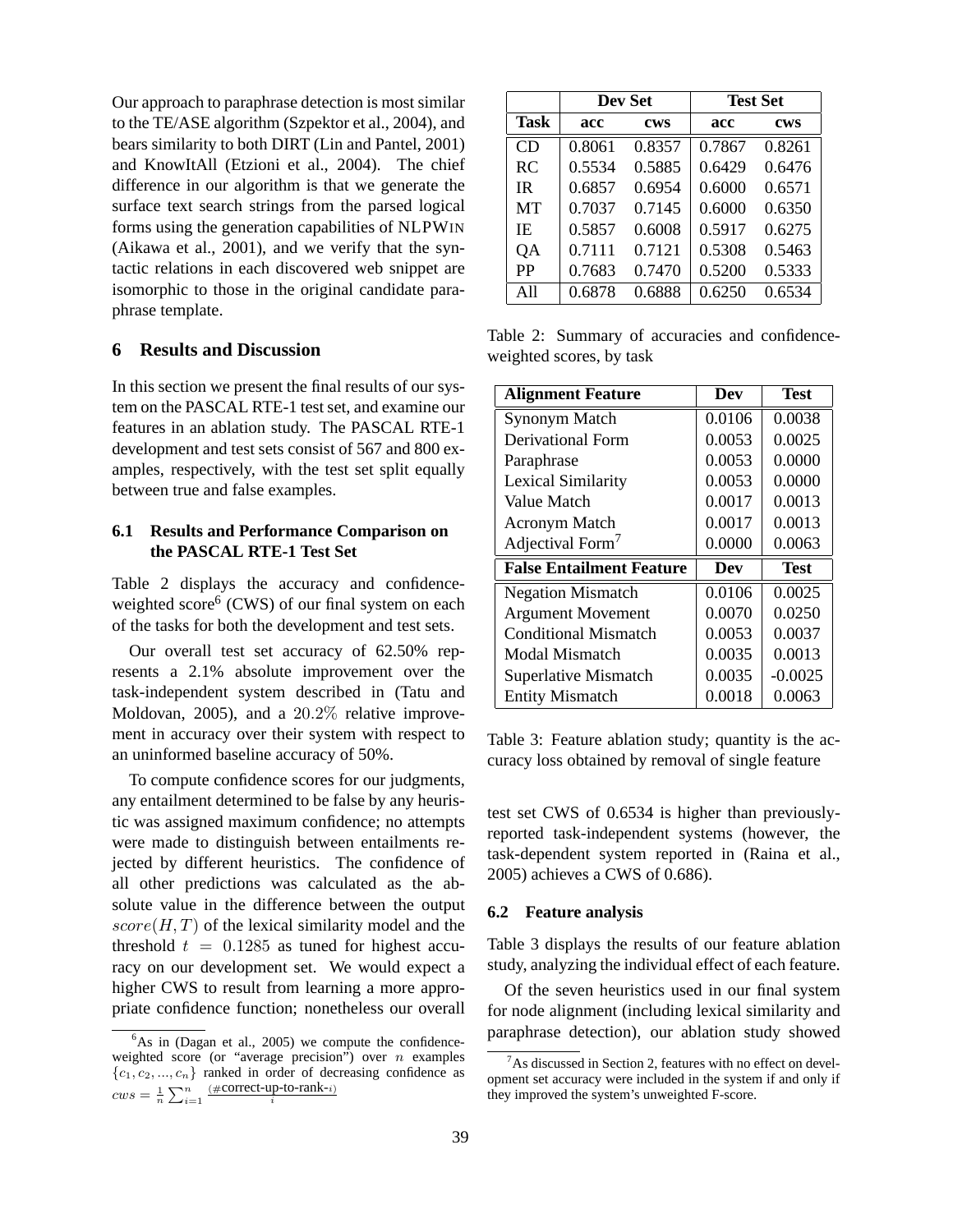Our approach to paraphrase detection is most similar to the TE/ASE algorithm (Szpektor et al., 2004), and bears similarity to both DIRT (Lin and Pantel, 2001) and KnowItAll (Etzioni et al., 2004). The chief difference in our algorithm is that we generate the surface text search strings from the parsed logical forms using the generation capabilities of NLPWIN (Aikawa et al., 2001), and we verify that the syntactic relations in each discovered web snippet are isomorphic to those in the original candidate paraphrase template.

## 6 Results and Discussion

In this section we present the final results of our system on the PASCAL RTE-1 test set, and examine our features in an ablation study. The PASCAL RTE-1 development and test sets consist of 567 and 800 examples, respectively, with the test set split equally between true and false examples.

### 6.1 Results and Performance Comparison on the PASCAL RTE-1 Test Set

Table 2 displays the accuracy and confidence-weighted score[6] (CWS) of our final system on each of the tasks for both the development and test sets.

Our overall test set accuracy of 62.50% represents a 2.1% absolute improvement over the task-independent system described in (Tatu and Moldovan, 2005), and a $20.2\%$ relative improvement in accuracy over their system with respect to an uninformed baseline accuracy of 50%.

To compute confidence scores for our judgments, any entailment determined to be false by any heuristic was assigned maximum confidence; no attempts were made to distinguish between entailments rejected by different heuristics. The confidence of all other predictions was calculated as the absolute value in the difference between the output $score(H, T)$ of the lexical similarity model and the threshold $t = 0.1285$ as tuned for highest accuracy on our development set. We would expect a higher CWS to result from learning a more appropriate confidence function; nonetheless our overall test set CWS of 0.6534 is higher than previously-reported task-independent systems (however, the task-dependent system reported in (Raina et al., 2005) achieves a CWS of 0.686).

| | Dev Set | | Test Set | |
|---|---|---|---|---|
| **Task** | **acc** | **cws** | **acc** | **cws** |
| CD | 0.8061 | 0.8357 | 0.7867 | 0.8261 |
| RC | 0.5534 | 0.5885 | 0.6429 | 0.6476 |
| IR | 0.6857 | 0.6954 | 0.6000 | 0.6571 |
| MT | 0.7037 | 0.7145 | 0.6000 | 0.6350 |
| IE | 0.5857 | 0.6008 | 0.5917 | 0.6275 |
| QA | 0.7111 | 0.7121 | 0.5308 | 0.5463 |
| PP | 0.7683 | 0.7470 | 0.5200 | 0.5333 |
| All | 0.6878 | 0.6888 | 0.6250 | 0.6534 |

Table 2: Summary of accuracies and confidence-weighted scores, by task

| Alignment Feature | Dev | Test |
|---|---|---|
| Synonym Match | 0.0106 | 0.0038 |
| Derivational Form | 0.0053 | 0.0025 |
| Paraphrase | 0.0053 | 0.0000 |
| Lexical Similarity | 0.0053 | 0.0000 |
| Value Match | 0.0017 | 0.0013 |
| Acronym Match | 0.0017 | 0.0013 |
| Adjectival Form[7] | 0.0000 | 0.0063 |
| **False Entailment Feature** | **Dev** | **Test** |
| Negation Mismatch | 0.0106 | 0.0025 |
| Argument Movement | 0.0070 | 0.0250 |
| Conditional Mismatch | 0.0053 | 0.0037 |
| Modal Mismatch | 0.0035 | 0.0013 |
| Superlative Mismatch | 0.0035 | -0.0025 |
| Entity Mismatch | 0.0018 | 0.0063 |

Table 3: Feature ablation study; quantity is the accuracy loss obtained by removal of single feature

### 6.2 Feature analysis

Table 3 displays the results of our feature ablation study, analyzing the individual effect of each feature.

Of the seven heuristics used in our final system for node alignment (including lexical similarity and paraphrase detection), our ablation study showed

[6] As in (Dagan et al., 2005) we compute the confidence-weighted score (or "average precision") over $n$ examples $\{c_1, c_2, ..., c_n\}$ ranked in order of decreasing confidence as $cws = \frac{1}{n}\sum_{i=1}^{n} \frac{(\#\text{correct-up-to-rank-}i)}{i}$

[7] As discussed in Section 2, features with no effect on development set accuracy were included in the system if and only if they improved the system's unweighted F-score.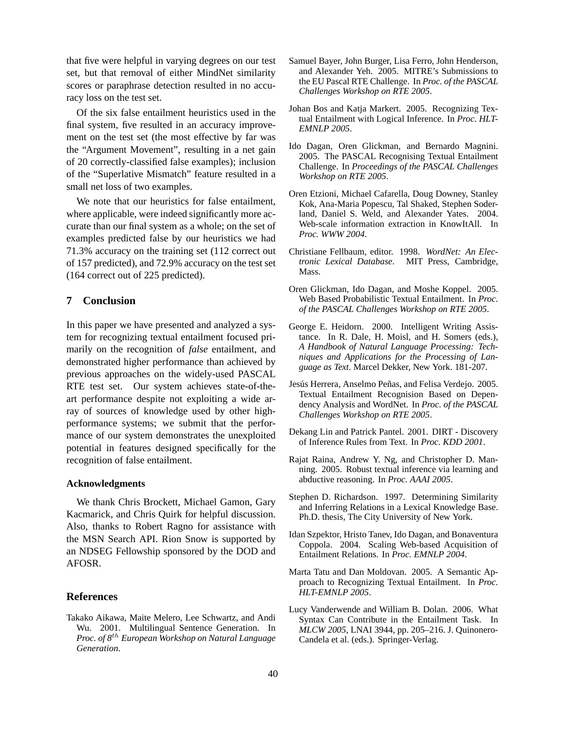that five were helpful in varying degrees on our test set, but that removal of either MindNet similarity scores or paraphrase detection resulted in no accuracy loss on the test set.

Of the six false entailment heuristics used in the final system, five resulted in an accuracy improvement on the test set (the most effective by far was the "Argument Movement", resulting in a net gain of 20 correctly-classified false examples); inclusion of the "Superlative Mismatch" feature resulted in a small net loss of two examples.

We note that our heuristics for false entailment, where applicable, were indeed significantly more accurate than our final system as a whole; on the set of examples predicted false by our heuristics we had 71.3% accuracy on the training set (112 correct out of 157 predicted), and 72.9% accuracy on the test set (164 correct out of 225 predicted).

## 7 Conclusion

In this paper we have presented and analyzed a system for recognizing textual entailment focused primarily on the recognition of *false* entailment, and demonstrated higher performance than achieved by previous approaches on the widely-used PASCAL RTE test set. Our system achieves state-of-the-art performance despite not exploiting a wide array of sources of knowledge used by other high-performance systems; we submit that the performance of our system demonstrates the unexploited potential in features designed specifically for the recognition of false entailment.

### Acknowledgments

We thank Chris Brockett, Michael Gamon, Gary Kacmarick, and Chris Quirk for helpful discussion. Also, thanks to Robert Ragno for assistance with the MSN Search API. Rion Snow is supported by an NDSEG Fellowship sponsored by the DOD and AFOSR.

## References

Takako Aikawa, Maite Melero, Lee Schwartz, and Andi Wu. 2001. Multilingual Sentence Generation. In *Proc. of $8^{th}$ European Workshop on Natural Language Generation*.

Samuel Bayer, John Burger, Lisa Ferro, John Henderson, and Alexander Yeh. 2005. MITRE's Submissions to the EU Pascal RTE Challenge. In *Proc. of the PASCAL Challenges Workshop on RTE 2005*.

Johan Bos and Katja Markert. 2005. Recognizing Textual Entailment with Logical Inference. In *Proc. HLT-EMNLP 2005*.

Ido Dagan, Oren Glickman, and Bernardo Magnini. 2005. The PASCAL Recognising Textual Entailment Challenge. In *Proceedings of the PASCAL Challenges Workshop on RTE 2005*.

Oren Etzioni, Michael Cafarella, Doug Downey, Stanley Kok, Ana-Maria Popescu, Tal Shaked, Stephen Soderland, Daniel S. Weld, and Alexander Yates. 2004. Web-scale information extraction in KnowItAll. In *Proc. WWW 2004*.

Christiane Fellbaum, editor. 1998. *WordNet: An Electronic Lexical Database*. MIT Press, Cambridge, Mass.

Oren Glickman, Ido Dagan, and Moshe Koppel. 2005. Web Based Probabilistic Textual Entailment. In *Proc. of the PASCAL Challenges Workshop on RTE 2005*.

George E. Heidorn. 2000. Intelligent Writing Assistance. In R. Dale, H. Moisl, and H. Somers (eds.), *A Handbook of Natural Language Processing: Techniques and Applications for the Processing of Language as Text*. Marcel Dekker, New York. 181-207.

Jesús Herrera, Anselmo Peñas, and Felisa Verdejo. 2005. Textual Entailment Recognision Based on Dependency Analysis and WordNet. In *Proc. of the PASCAL Challenges Workshop on RTE 2005*.

Dekang Lin and Patrick Pantel. 2001. DIRT - Discovery of Inference Rules from Text. In *Proc. KDD 2001*.

Rajat Raina, Andrew Y. Ng, and Christopher D. Manning. 2005. Robust textual inference via learning and abductive reasoning. In *Proc. AAAI 2005*.

Stephen D. Richardson. 1997. Determining Similarity and Inferring Relations in a Lexical Knowledge Base. Ph.D. thesis, The City University of New York.

Idan Szpektor, Hristo Tanev, Ido Dagan, and Bonaventura Coppola. 2004. Scaling Web-based Acquisition of Entailment Relations. In *Proc. EMNLP 2004*.

Marta Tatu and Dan Moldovan. 2005. A Semantic Approach to Recognizing Textual Entailment. In *Proc. HLT-EMNLP 2005*.

Lucy Vanderwende and William B. Dolan. 2006. What Syntax Can Contribute in the Entailment Task. In *MLCW 2005*, LNAI 3944, pp. 205–216. J. Quinonero-Candela et al. (eds.). Springer-Verlag.